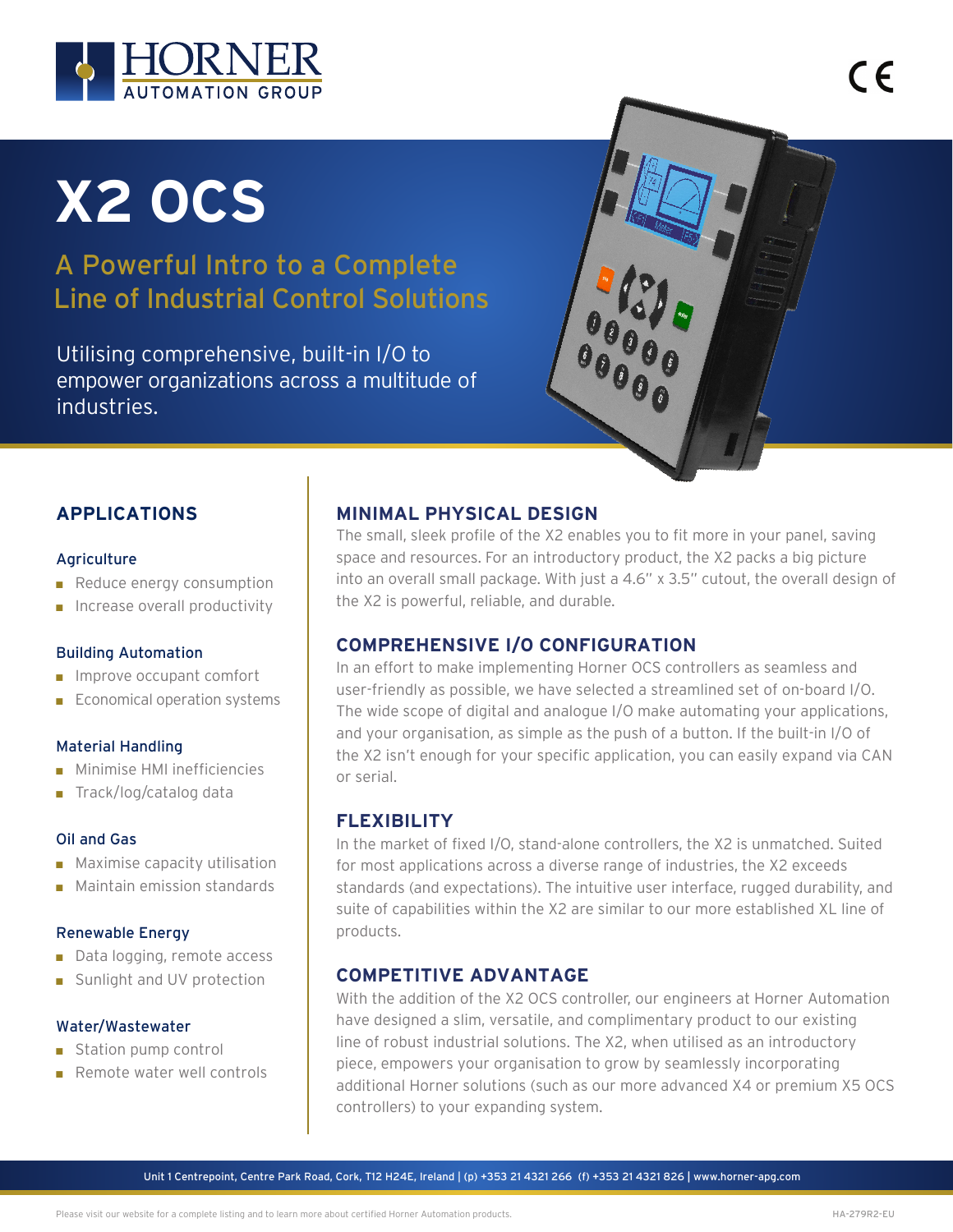HORNER AUTOMATION GROUP

# X2 OCS

## A Powerful Intro to a Complete Line of Industrial Control Solutions

Utilising comprehensive, built-in I/O to empower organizations across a multitude of industries.

## APPLICATIONS

### Agriculture

- Reduce energy consumption
- Increase overall productivity

### Building Automation

- Improve occupant comfort
- Economical operation systems

### Material Handling

- Minimise HMI inefficiencies
- Track/log/catalog data

### Oil and Gas

- Maximise capacity utilisation
- Maintain emission standards

### Renewable Energy

- Data logging, remote access
- Sunlight and UV protection

### Water/Wastewater

- Station pump control
- Remote water well controls

## MINIMAL PHYSICAL DESIGN

The small, sleek profile of the X2 enables you to fit more in your panel, saving space and resources. For an introductory product, the X2 packs a big picture into an overall small package. With just a 4.6" x 3.5" cutout, the overall design of the X2 is powerful, reliable, and durable.

## COMPREHENSIVE I/O CONFIGURATION

In an effort to make implementing Horner OCS controllers as seamless and user-friendly as possible, we have selected a streamlined set of on-board I/O. The wide scope of digital and analogue I/O make automating your applications, and your organisation, as simple as the push of a button. If the built-in I/O of the X2 isn't enough for your specific application, you can easily expand via CAN or serial.

## FLEXIBILITY

In the market of fixed I/O, stand-alone controllers, the X2 is unmatched. Suited for most applications across a diverse range of industries, the X2 exceeds standards (and expectations). The intuitive user interface, rugged durability, and suite of capabilities within the X2 are similar to our more established XL line of products.

## COMPETITIVE ADVANTAGE

With the addition of the X2 OCS controller, our engineers at Horner Automation have designed a slim, versatile, and complimentary product to our existing line of robust industrial solutions. The X2, when utilised as an introductory piece, empowers your organisation to grow by seamlessly incorporating additional Horner solutions (such as our more advanced X4 or premium X5 OCS controllers) to your expanding system.

Unit 1 Centrepoint, Centre Park Road, Cork, T12 H24E, Ireland | (p) +353 21 4321 266 (f) +353 21 4321 826 | www.horner-apg.com

Please visit our website for a complete listing and to learn more about certified Horner Automation products.

HA-279R2-EU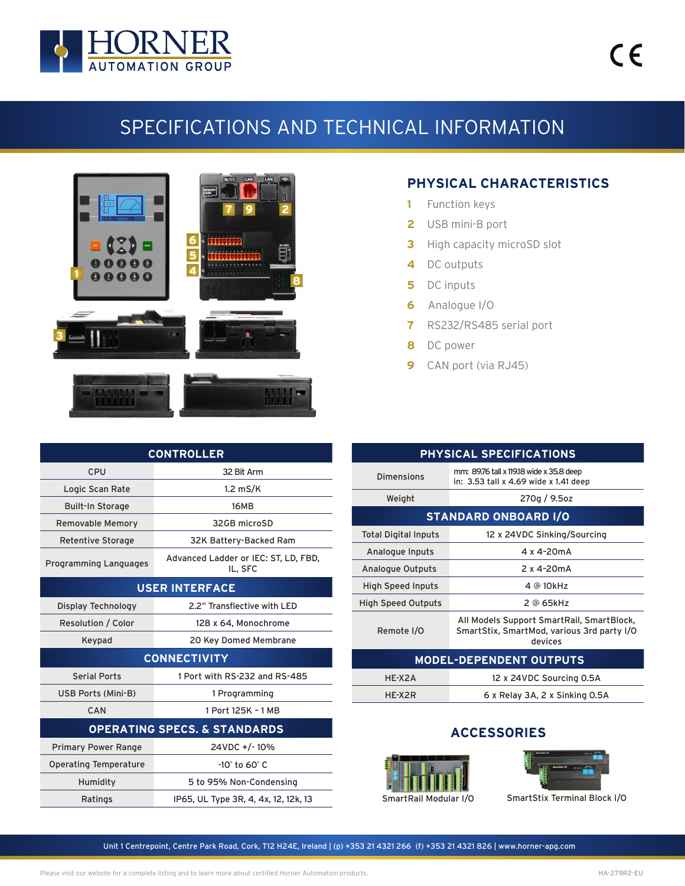# SPECIFICATIONS AND TECHNICAL INFORMATION

## PHYSICAL CHARACTERISTICS

1. Function keys
2. USB mini-B port
3. High capacity microSD slot
4. DC outputs
5. DC inputs
6. Analogue I/O
7. RS232/RS485 serial port
8. DC power
9. CAN port (via RJ45)

| CONTROLLER | |
|---|---|
| CPU | 32 Bit Arm |
| Logic Scan Rate | 1.2 mS/K |
| Built-In Storage | 16MB |
| Removable Memory | 32GB microSD |
| Retentive Storage | 32K Battery-Backed Ram |
| Programming Languages | Advanced Ladder or IEC: ST, LD, FBD, IL, SFC |
| **USER INTERFACE** | |
| Display Technology | 2.2" Transflective with LED |
| Resolution / Color | 128 x 64, Monochrome |
| Keypad | 20 Key Domed Membrane |
| **CONNECTIVITY** | |
| Serial Ports | 1 Port with RS-232 and RS-485 |
| USB Ports (Mini-B) | 1 Programming |
| CAN | 1 Port 125K - 1 MB |
| **OPERATING SPECS. & STANDARDS** | |
| Primary Power Range | 24VDC +/- 10% |
| Operating Temperature | -10° to 60° C |
| Humidity | 5 to 95% Non-Condensing |
| Ratings | IP65, UL Type 3R, 4, 4x, 12, 12k, 13 |

| PHYSICAL SPECIFICATIONS | |
|---|---|
| Dimensions | mm: 89.76 tall x 119.18 wide x 35.8 deep<br>in: 3.53 tall x 4.69 wide x 1.41 deep |
| Weight | 270g / 9.5oz |
| **STANDARD ONBOARD I/O** | |
| Total Digital Inputs | 12 x 24VDC Sinking/Sourcing |
| Analogue Inputs | 4 x 4-20mA |
| Analogue Outputs | 2 x 4-20mA |
| High Speed Inputs | 4 @ 10kHz |
| High Speed Outputs | 2 @ 65kHz |
| Remote I/O | All Models Support SmartRail, SmartBlock, SmartStix, SmartMod, various 3rd party I/O devices |
| **MODEL-DEPENDENT OUTPUTS** | |
| HE-X2A | 12 x 24VDC Sourcing 0.5A |
| HE-X2R | 6 x Relay 3A, 2 x Sinking 0.5A |

## ACCESSORIES

SmartRail Modular I/O

SmartStix Terminal Block I/O

Unit 1 Centrepoint, Centre Park Road, Cork, T12 H24E, Ireland | (p) +353 21 4321 266 (f) +353 21 4321 826 | www.horner-apg.com

Please visit our website for a complete listing and to learn more about certified Horner Automation products.

HA-279R2-EU